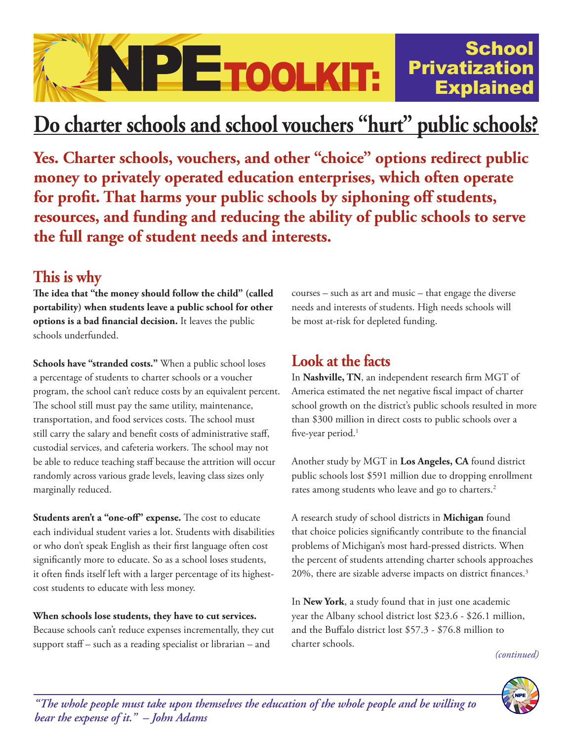# NPE TOOLKIT: School Privatization Explained

## Do charter schools and school vouchers "hurt" public schools?

**Yes. Charter schools, vouchers, and other "choice" options redirect public money to privately operated education enterprises, which often operate for profit. That harms your public schools by siphoning off students, resources, and funding and reducing the ability of public schools to serve the full range of student needs and interests.**

### This is why

**The idea that "the money should follow the child" (called portability) when students leave a public school for other options is a bad financial decision.** It leaves the public schools underfunded.

**Schools have "stranded costs."** When a public school loses a percentage of students to charter schools or a voucher program, the school can't reduce costs by an equivalent percent. The school still must pay the same utility, maintenance, transportation, and food services costs. The school must still carry the salary and benefit costs of administrative staff, custodial services, and cafeteria workers. The school may not be able to reduce teaching staff because the attrition will occur randomly across various grade levels, leaving class sizes only marginally reduced.

**Students aren't a "one-off" expense.** The cost to educate each individual student varies a lot. Students with disabilities or who don't speak English as their first language often cost significantly more to educate. So as a school loses students, it often finds itself left with a larger percentage of its highest-cost students to educate with less money.

**When schools lose students, they have to cut services.** Because schools can't reduce expenses incrementally, they cut support staff – such as a reading specialist or librarian – and courses – such as art and music – that engage the diverse needs and interests of students. High needs schools will be most at-risk for depleted funding.

### Look at the facts

In **Nashville, TN**, an independent research firm MGT of America estimated the net negative fiscal impact of charter school growth on the district's public schools resulted in more than $300 million in direct costs to public schools over a five-year period.[1]

Another study by MGT in **Los Angeles, CA** found district public schools lost $591 million due to dropping enrollment rates among students who leave and go to charters.[2]

A research study of school districts in **Michigan** found that choice policies significantly contribute to the financial problems of Michigan's most hard-pressed districts. When the percent of students attending charter schools approaches 20%, there are sizable adverse impacts on district finances.[3]

In **New York**, a study found that in just one academic year the Albany school district lost $23.6 - $26.1 million, and the Buffalo district lost $57.3 - $76.8 million to charter schools.

*(continued)*

*"The whole people must take upon themselves the education of the whole people and be willing to bear the expense of it." – John Adams*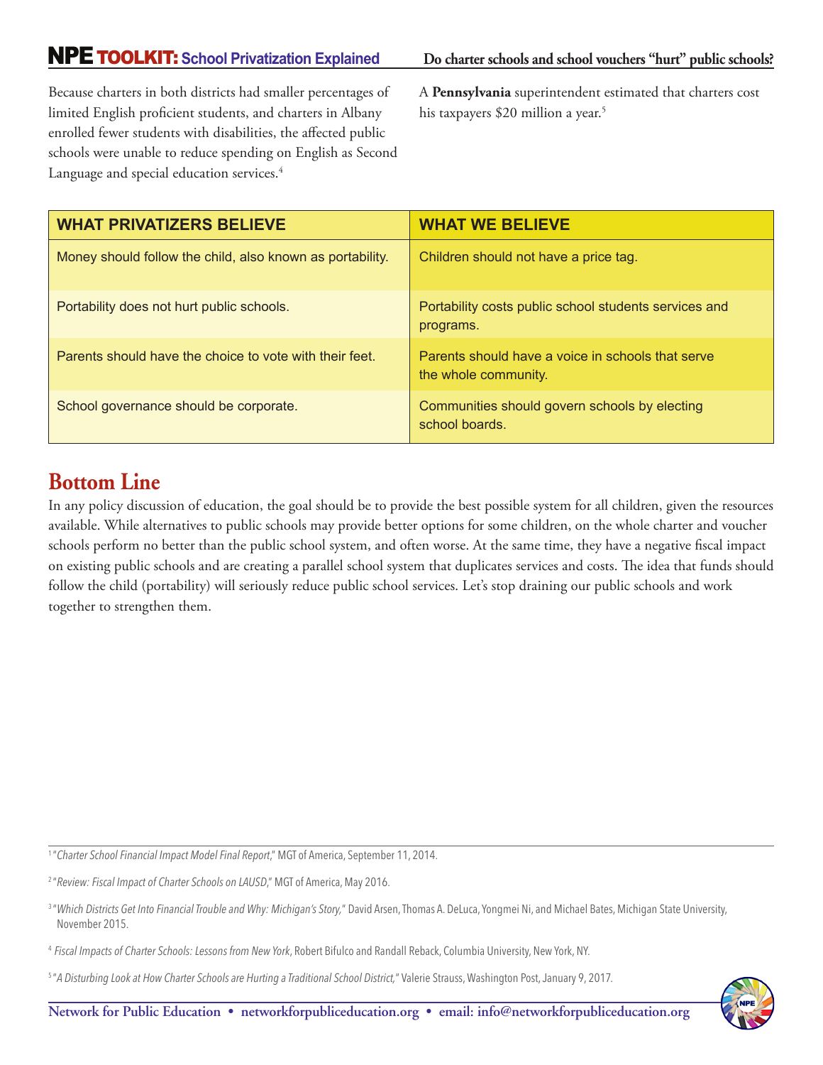Because charters in both districts had smaller percentages of limited English proficient students, and charters in Albany enrolled fewer students with disabilities, the affected public schools were unable to reduce spending on English as Second Language and special education services.[4]

A **Pennsylvania** superintendent estimated that charters cost his taxpayers $20 million a year.[5]

| WHAT PRIVATIZERS BELIEVE | WHAT WE BELIEVE |
| --- | --- |
| Money should follow the child, also known as portability. | Children should not have a price tag. |
| Portability does not hurt public schools. | Portability costs public school students services and programs. |
| Parents should have the choice to vote with their feet. | Parents should have a voice in schools that serve the whole community. |
| School governance should be corporate. | Communities should govern schools by electing school boards. |

## Bottom Line

In any policy discussion of education, the goal should be to provide the best possible system for all children, given the resources available. While alternatives to public schools may provide better options for some children, on the whole charter and voucher schools perform no better than the public school system, and often worse. At the same time, they have a negative fiscal impact on existing public schools and are creating a parallel school system that duplicates services and costs. The idea that funds should follow the child (portability) will seriously reduce public school services. Let's stop draining our public schools and work together to strengthen them.

---

[1] "*Charter School Financial Impact Model Final Report*," MGT of America, September 11, 2014.

[2] "*Review: Fiscal Impact of Charter Schools on LAUSD*," MGT of America, May 2016.

[3] "*Which Districts Get Into Financial Trouble and Why: Michigan's Story,*" David Arsen, Thomas A. DeLuca, Yongmei Ni, and Michael Bates, Michigan State University, November 2015.

[4] *Fiscal Impacts of Charter Schools: Lessons from New York*, Robert Bifulco and Randall Reback, Columbia University, New York, NY.

[5] "*A Disturbing Look at How Charter Schools are Hurting a Traditional School District,*" Valerie Strauss, Washington Post, January 9, 2017.